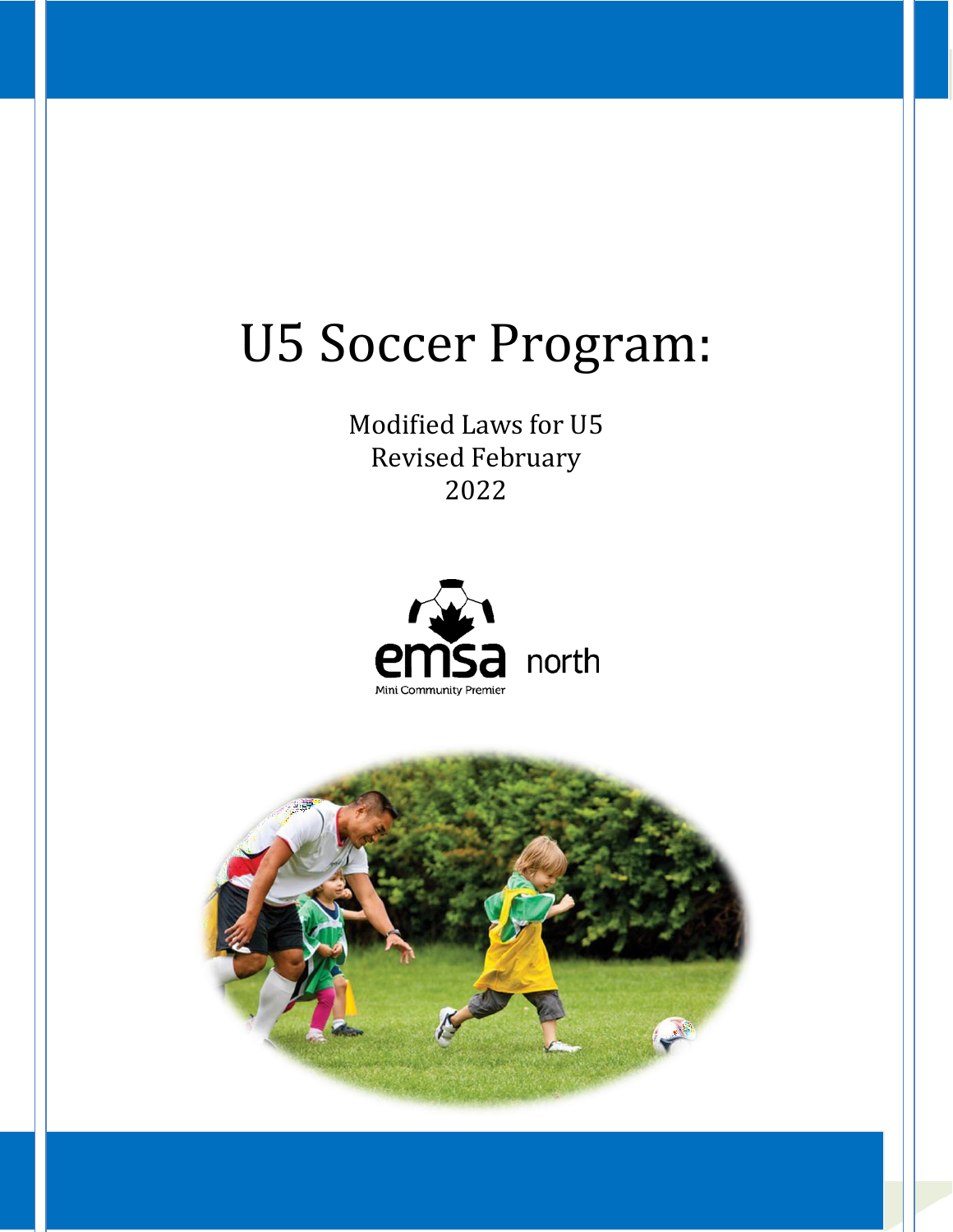# U5 Soccer Program:

Modified Laws for U5
Revised February
2022

emsa north
Mini Community Premier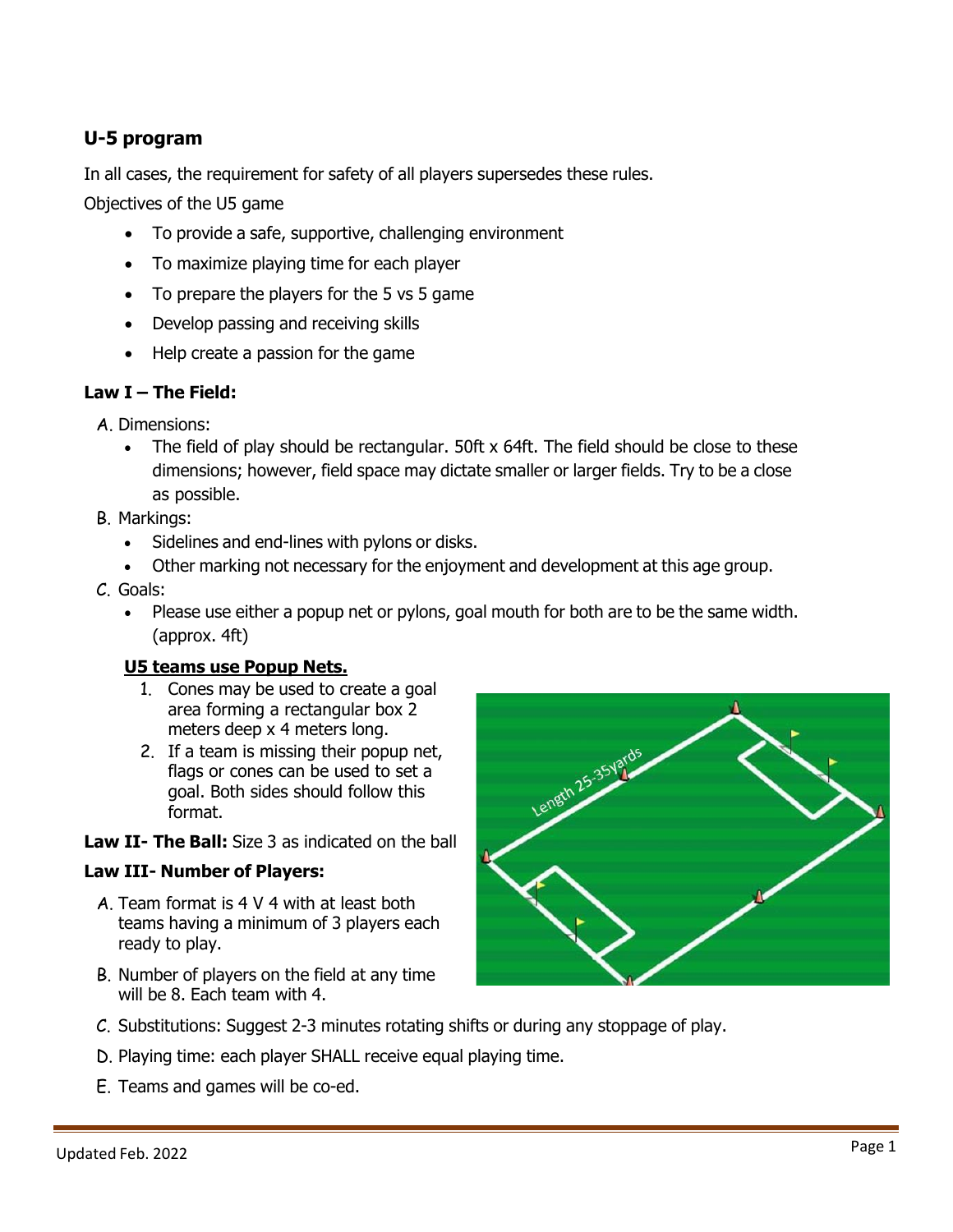## U-5 program

In all cases, the requirement for safety of all players supersedes these rules.

Objectives of the U5 game

- To provide a safe, supportive, challenging environment
- To maximize playing time for each player
- To prepare the players for the 5 vs 5 game
- Develop passing and receiving skills
- Help create a passion for the game

### Law I – The Field:

A. Dimensions:
   - The field of play should be rectangular. 50ft x 64ft. The field should be close to these dimensions; however, field space may dictate smaller or larger fields. Try to be a close as possible.

B. Markings:
   - Sidelines and end-lines with pylons or disks.
   - Other marking not necessary for the enjoyment and development at this age group.

C. Goals:
   - Please use either a popup net or pylons, goal mouth for both are to be the same width. (approx. 4ft)

**U5 teams use Popup Nets.**

1. Cones may be used to create a goal area forming a rectangular box 2 meters deep x 4 meters long.
2. If a team is missing their popup net, flags or cones can be used to set a goal. Both sides should follow this format.

**Law II- The Ball:** Size 3 as indicated on the ball

### Law III- Number of Players:

A. Team format is 4 V 4 with at least both teams having a minimum of 3 players each ready to play.

B. Number of players on the field at any time will be 8. Each team with 4.

C. Substitutions: Suggest 2-3 minutes rotating shifts or during any stoppage of play.

D. Playing time: each player SHALL receive equal playing time.

E. Teams and games will be co-ed.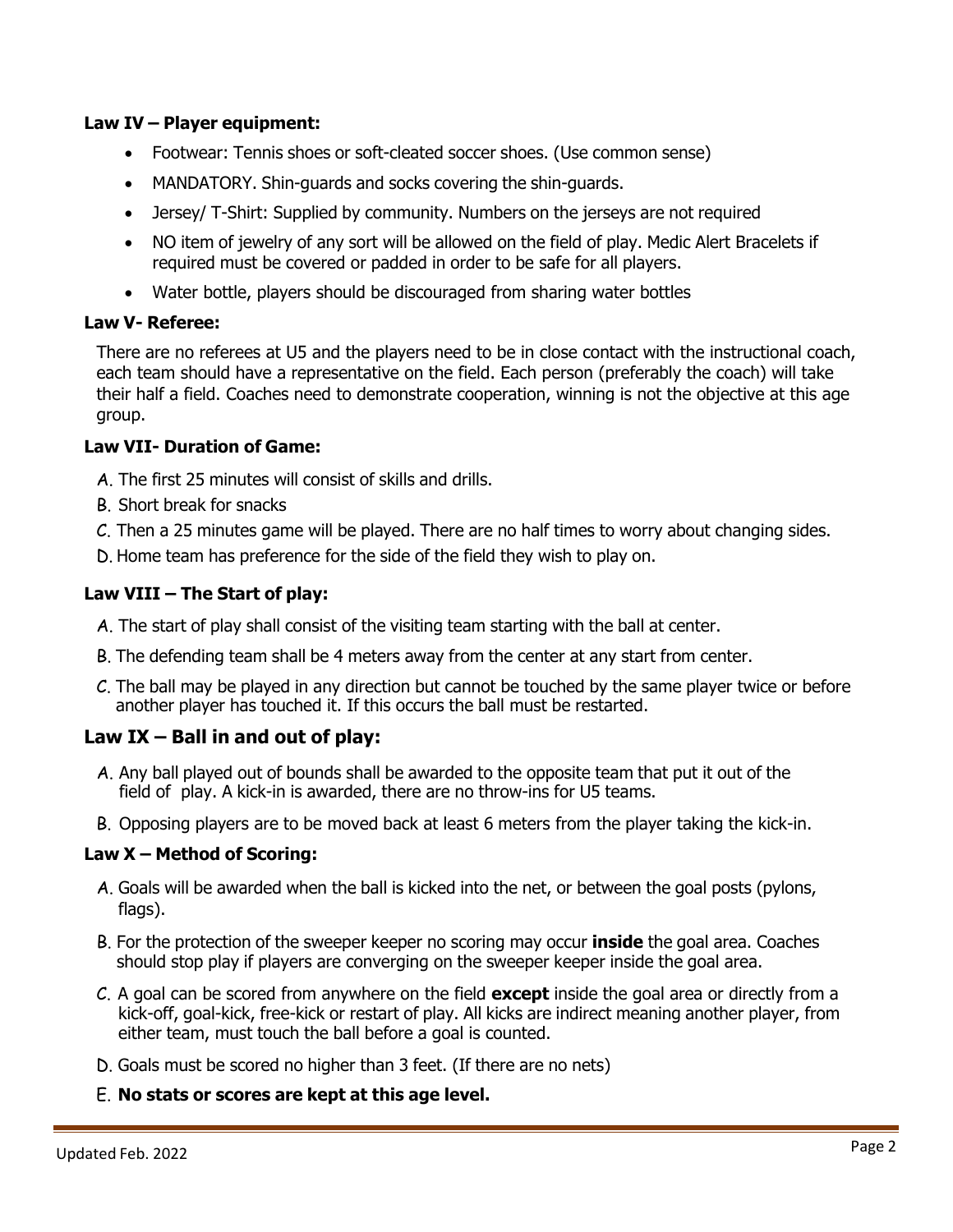**Law IV – Player equipment:**

- Footwear: Tennis shoes or soft-cleated soccer shoes. (Use common sense)
- MANDATORY. Shin-guards and socks covering the shin-guards.
- Jersey/ T-Shirt: Supplied by community. Numbers on the jerseys are not required
- NO item of jewelry of any sort will be allowed on the field of play. Medic Alert Bracelets if required must be covered or padded in order to be safe for all players.
- Water bottle, players should be discouraged from sharing water bottles

**Law V- Referee:**

There are no referees at U5 and the players need to be in close contact with the instructional coach, each team should have a representative on the field. Each person (preferably the coach) will take their half a field. Coaches need to demonstrate cooperation, winning is not the objective at this age group.

**Law VII- Duration of Game:**

A. The first 25 minutes will consist of skills and drills.
B. Short break for snacks
C. Then a 25 minutes game will be played. There are no half times to worry about changing sides.
D. Home team has preference for the side of the field they wish to play on.

**Law VIII – The Start of play:**

A. The start of play shall consist of the visiting team starting with the ball at center.
B. The defending team shall be 4 meters away from the center at any start from center.
C. The ball may be played in any direction but cannot be touched by the same player twice or before another player has touched it. If this occurs the ball must be restarted.

## Law IX – Ball in and out of play:

A. Any ball played out of bounds shall be awarded to the opposite team that put it out of the field of play. A kick-in is awarded, there are no throw-ins for U5 teams.
B. Opposing players are to be moved back at least 6 meters from the player taking the kick-in.

**Law X – Method of Scoring:**

A. Goals will be awarded when the ball is kicked into the net, or between the goal posts (pylons, flags).
B. For the protection of the sweeper keeper no scoring may occur **inside** the goal area. Coaches should stop play if players are converging on the sweeper keeper inside the goal area.
C. A goal can be scored from anywhere on the field **except** inside the goal area or directly from a kick-off, goal-kick, free-kick or restart of play. All kicks are indirect meaning another player, from either team, must touch the ball before a goal is counted.
D. Goals must be scored no higher than 3 feet. (If there are no nets)
E. **No stats or scores are kept at this age level.**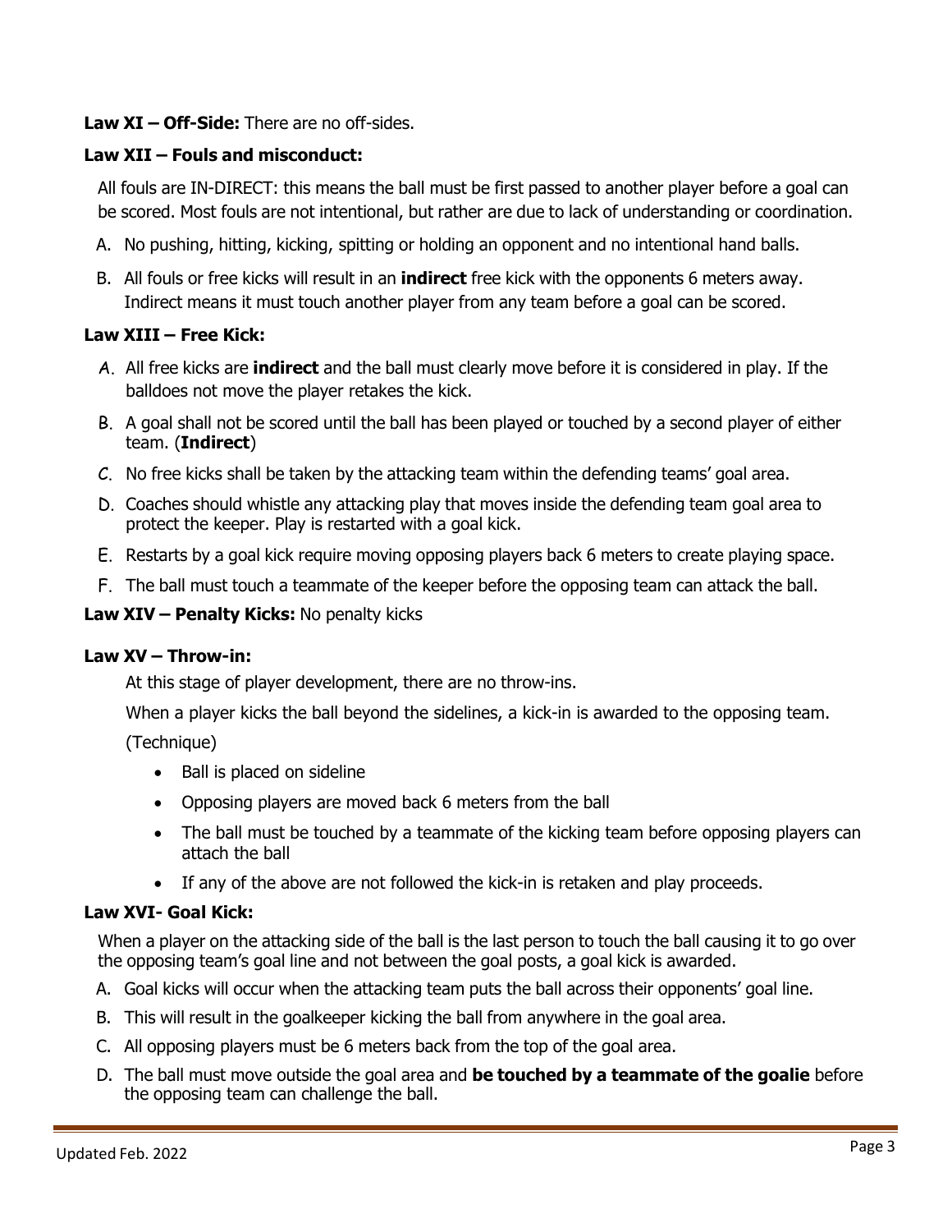**Law XI – Off-Side:** There are no off-sides.

**Law XII – Fouls and misconduct:**

All fouls are IN-DIRECT: this means the ball must be first passed to another player before a goal can be scored. Most fouls are not intentional, but rather are due to lack of understanding or coordination.

A. No pushing, hitting, kicking, spitting or holding an opponent and no intentional hand balls.

B. All fouls or free kicks will result in an **indirect** free kick with the opponents 6 meters away. Indirect means it must touch another player from any team before a goal can be scored.

**Law XIII – Free Kick:**

A. All free kicks are **indirect** and the ball must clearly move before it is considered in play. If the balldoes not move the player retakes the kick.

B. A goal shall not be scored until the ball has been played or touched by a second player of either team. (**Indirect**)

C. No free kicks shall be taken by the attacking team within the defending teams' goal area.

D. Coaches should whistle any attacking play that moves inside the defending team goal area to protect the keeper. Play is restarted with a goal kick.

E. Restarts by a goal kick require moving opposing players back 6 meters to create playing space.

F. The ball must touch a teammate of the keeper before the opposing team can attack the ball.

**Law XIV – Penalty Kicks:** No penalty kicks

**Law XV – Throw-in:**

At this stage of player development, there are no throw-ins.

When a player kicks the ball beyond the sidelines, a kick-in is awarded to the opposing team.

(Technique)

- Ball is placed on sideline
- Opposing players are moved back 6 meters from the ball
- The ball must be touched by a teammate of the kicking team before opposing players can attach the ball
- If any of the above are not followed the kick-in is retaken and play proceeds.

**Law XVI- Goal Kick:**

When a player on the attacking side of the ball is the last person to touch the ball causing it to go over the opposing team's goal line and not between the goal posts, a goal kick is awarded.

A. Goal kicks will occur when the attacking team puts the ball across their opponents' goal line.

B. This will result in the goalkeeper kicking the ball from anywhere in the goal area.

C. All opposing players must be 6 meters back from the top of the goal area.

D. The ball must move outside the goal area and **be touched by a teammate of the goalie** before the opposing team can challenge the ball.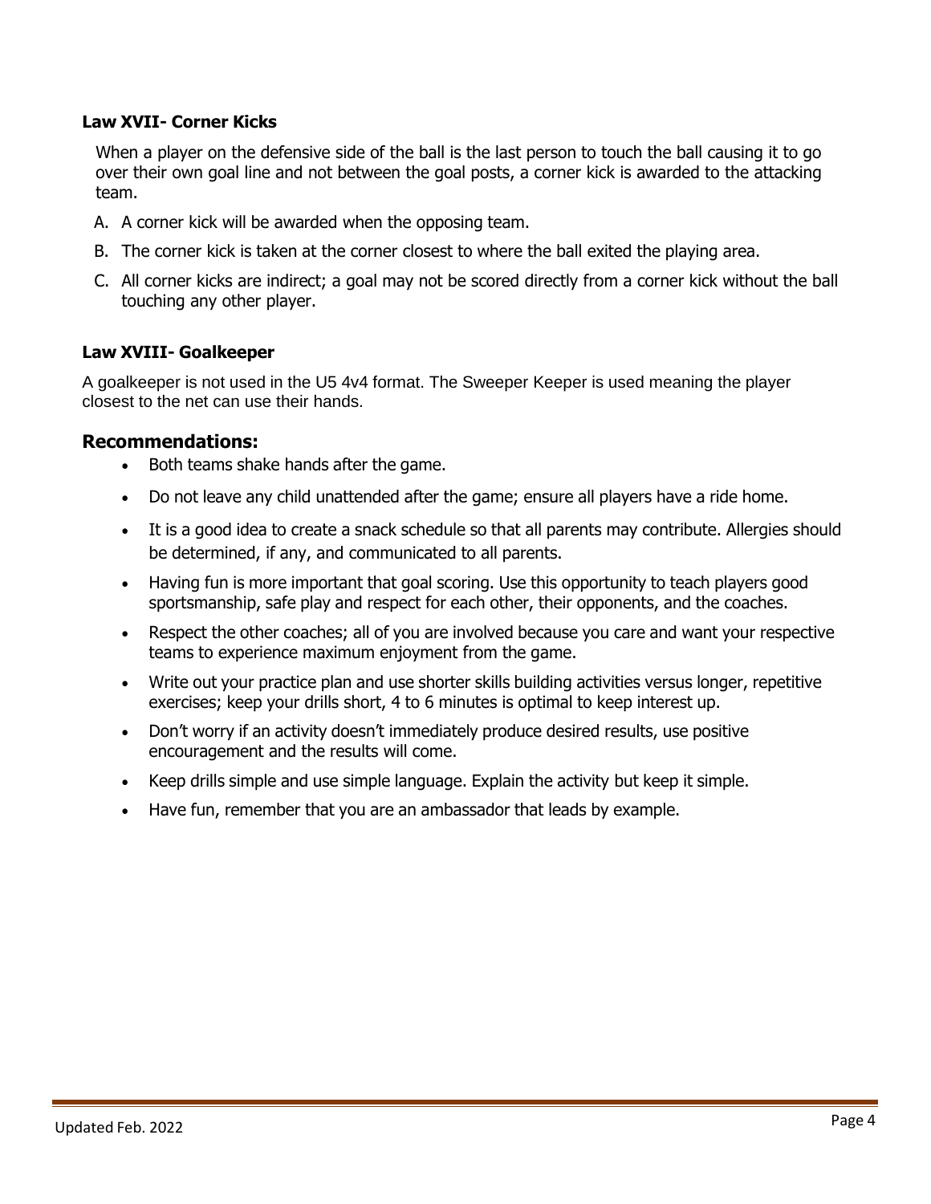### Law XVII- Corner Kicks

When a player on the defensive side of the ball is the last person to touch the ball causing it to go over their own goal line and not between the goal posts, a corner kick is awarded to the attacking team.

A. A corner kick will be awarded when the opposing team.
B. The corner kick is taken at the corner closest to where the ball exited the playing area.
C. All corner kicks are indirect; a goal may not be scored directly from a corner kick without the ball touching any other player.

### Law XVIII- Goalkeeper

A goalkeeper is not used in the U5 4v4 format. The Sweeper Keeper is used meaning the player closest to the net can use their hands.

## Recommendations:

- Both teams shake hands after the game.
- Do not leave any child unattended after the game; ensure all players have a ride home.
- It is a good idea to create a snack schedule so that all parents may contribute. Allergies should be determined, if any, and communicated to all parents.
- Having fun is more important that goal scoring. Use this opportunity to teach players good sportsmanship, safe play and respect for each other, their opponents, and the coaches.
- Respect the other coaches; all of you are involved because you care and want your respective teams to experience maximum enjoyment from the game.
- Write out your practice plan and use shorter skills building activities versus longer, repetitive exercises; keep your drills short, 4 to 6 minutes is optimal to keep interest up.
- Don't worry if an activity doesn't immediately produce desired results, use positive encouragement and the results will come.
- Keep drills simple and use simple language. Explain the activity but keep it simple.
- Have fun, remember that you are an ambassador that leads by example.